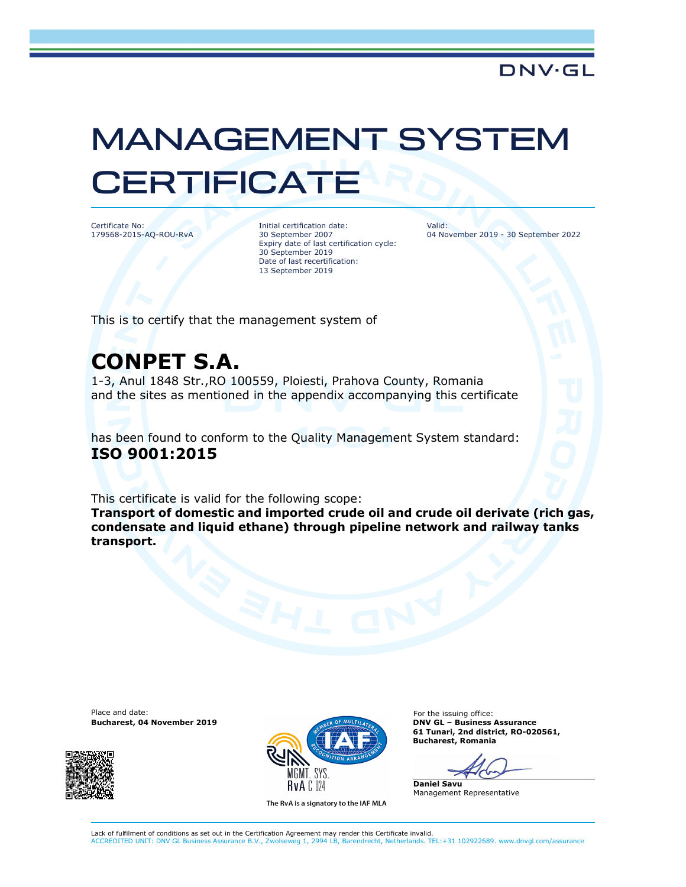DNV·GL

# MANAGEMENT SYSTEM CERTIFICATE

Certificate No:
179568-2015-AQ-ROU-RvA

Initial certification date:
30 September 2007
Expiry date of last certification cycle:
30 September 2019
Date of last recertification:
13 September 2019

Valid:
04 November 2019 - 30 September 2022

This is to certify that the management system of

## CONPET S.A.

1-3, Anul 1848 Str.,RO 100559, Ploiesti, Prahova County, Romania
and the sites as mentioned in the appendix accompanying this certificate

has been found to conform to the Quality Management System standard:
**ISO 9001:2015**

This certificate is valid for the following scope:
**Transport of domestic and imported crude oil and crude oil derivate (rich gas, condensate and liquid ethane) through pipeline network and railway tanks transport.**

Place and date:
**Bucharest, 04 November 2019**

MGMT. SYS.
RvA C 024
The RvA is a signatory to the IAF MLA

For the issuing office:
**DNV GL – Business Assurance**
**61 Tunari, 2nd district, RO-020561,**
**Bucharest, Romania**

**Daniel Savu**
Management Representative

Lack of fulfilment of conditions as set out in the Certification Agreement may render this Certificate invalid.
ACCREDITED UNIT: DNV GL Business Assurance B.V., Zwolseweg 1, 2994 LB, Barendrecht, Netherlands. TEL:+31 102922689. www.dnvgl.com/assurance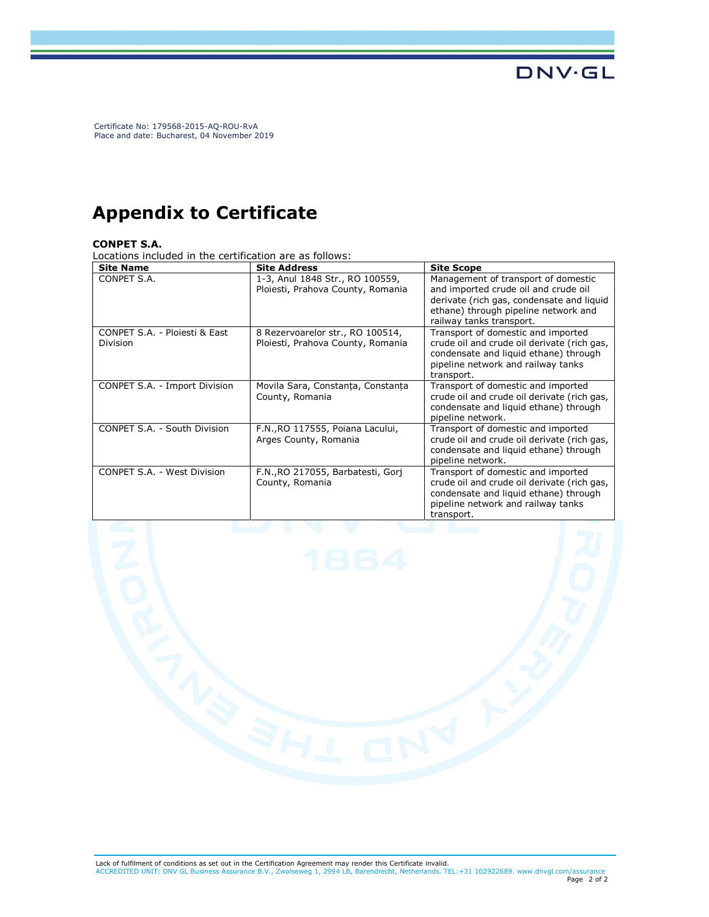Certificate No: 179568-2015-AQ-ROU-RvA
Place and date: Bucharest, 04 November 2019

# Appendix to Certificate

**CONPET S.A.**

Locations included in the certification are as follows:

| Site Name | Site Address | Site Scope |
|---|---|---|
| CONPET S.A. | 1-3, Anul 1848 Str., RO 100559, Ploiesti, Prahova County, Romania | Management of transport of domestic and imported crude oil and crude oil derivate (rich gas, condensate and liquid ethane) through pipeline network and railway tanks transport. |
| CONPET S.A. - Ploiesti & East Division | 8 Rezervoarelor str., RO 100514, Ploiesti, Prahova County, Romania | Transport of domestic and imported crude oil and crude oil derivate (rich gas, condensate and liquid ethane) through pipeline network and railway tanks transport. |
| CONPET S.A. - Import Division | Movila Sara, Constanța, Constanța County, Romania | Transport of domestic and imported crude oil and crude oil derivate (rich gas, condensate and liquid ethane) through pipeline network. |
| CONPET S.A. - South Division | F.N.,RO 117555, Poiana Lacului, Arges County, Romania | Transport of domestic and imported crude oil and crude oil derivate (rich gas, condensate and liquid ethane) through pipeline network. |
| CONPET S.A. - West Division | F.N.,RO 217055, Barbatesti, Gorj County, Romania | Transport of domestic and imported crude oil and crude oil derivate (rich gas, condensate and liquid ethane) through pipeline network and railway tanks transport. |

Lack of fulfilment of conditions as set out in the Certification Agreement may render this Certificate invalid.
ACCREDITED UNIT: DNV GL Business Assurance B.V., Zwolseweg 1, 2994 LB, Barendrecht, Netherlands. TEL:+31 102922689. www.dnvgl.com/assurance